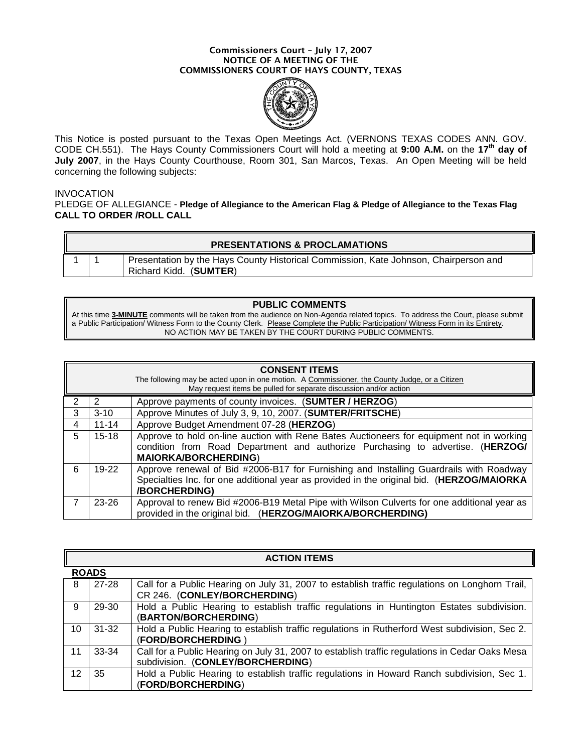**Commissioners Court – July 17, 2007**
**NOTICE OF A MEETING OF THE**
**COMMISSIONERS COURT OF HAYS COUNTY, TEXAS**

This Notice is posted pursuant to the Texas Open Meetings Act. (VERNONS TEXAS CODES ANN. GOV. CODE CH.551). The Hays County Commissioners Court will hold a meeting at **9:00 A.M.** on the **17th day of July 2007**, in the Hays County Courthouse, Room 301, San Marcos, Texas. An Open Meeting will be held concerning the following subjects:

INVOCATION
PLEDGE OF ALLEGIANCE - **Pledge of Allegiance to the American Flag & Pledge of Allegiance to the Texas Flag**
**CALL TO ORDER /ROLL CALL**

| **PRESENTATIONS & PROCLAMATIONS** | | |
|---|---|---|
| 1 | 1 | Presentation by the Hays County Historical Commission, Kate Johnson, Chairperson and Richard Kidd. (**SUMTER**) |

**PUBLIC COMMENTS**

At this time **3-MINUTE** comments will be taken from the audience on Non-Agenda related topics. To address the Court, please submit a Public Participation/ Witness Form to the County Clerk. Please Complete the Public Participation/ Witness Form in its Entirety.
NO ACTION MAY BE TAKEN BY THE COURT DURING PUBLIC COMMENTS.

**CONSENT ITEMS**

The following may be acted upon in one motion. A Commissioner, the County Judge, or a Citizen May request items be pulled for separate discussion and/or action

| | | |
|---|---|---|
| 2 | 2 | Approve payments of county invoices. (**SUMTER / HERZOG**) |
| 3 | 3-10 | Approve Minutes of July 3, 9, 10, 2007. (**SUMTER/FRITSCHE**) |
| 4 | 11-14 | Approve Budget Amendment 07-28 (**HERZOG**) |
| 5 | 15-18 | Approve to hold on-line auction with Rene Bates Auctioneers for equipment not in working condition from Road Department and authorize Purchasing to advertise. (**HERZOG/ MAIORKA/BORCHERDING**) |
| 6 | 19-22 | Approve renewal of Bid #2006-B17 for Furnishing and Installing Guardrails with Roadway Specialties Inc. for one additional year as provided in the original bid. (**HERZOG/MAIORKA /BORCHERDING)** |
| 7 | 23-26 | Approval to renew Bid #2006-B19 Metal Pipe with Wilson Culverts for one additional year as provided in the original bid. (**HERZOG/MAIORKA/BORCHERDING)** |

**ACTION ITEMS**

**ROADS**

| | | |
|---|---|---|
| 8 | 27-28 | Call for a Public Hearing on July 31, 2007 to establish traffic regulations on Longhorn Trail, CR 246. (**CONLEY/BORCHERDING**) |
| 9 | 29-30 | Hold a Public Hearing to establish traffic regulations in Huntington Estates subdivision. (**BARTON/BORCHERDING**) |
| 10 | 31-32 | Hold a Public Hearing to establish traffic regulations in Rutherford West subdivision, Sec 2. (**FORD/BORCHERDING** ) |
| 11 | 33-34 | Call for a Public Hearing on July 31, 2007 to establish traffic regulations in Cedar Oaks Mesa subdivision. (**CONLEY/BORCHERDING**) |
| 12 | 35 | Hold a Public Hearing to establish traffic regulations in Howard Ranch subdivision, Sec 1. (**FORD/BORCHERDING**) |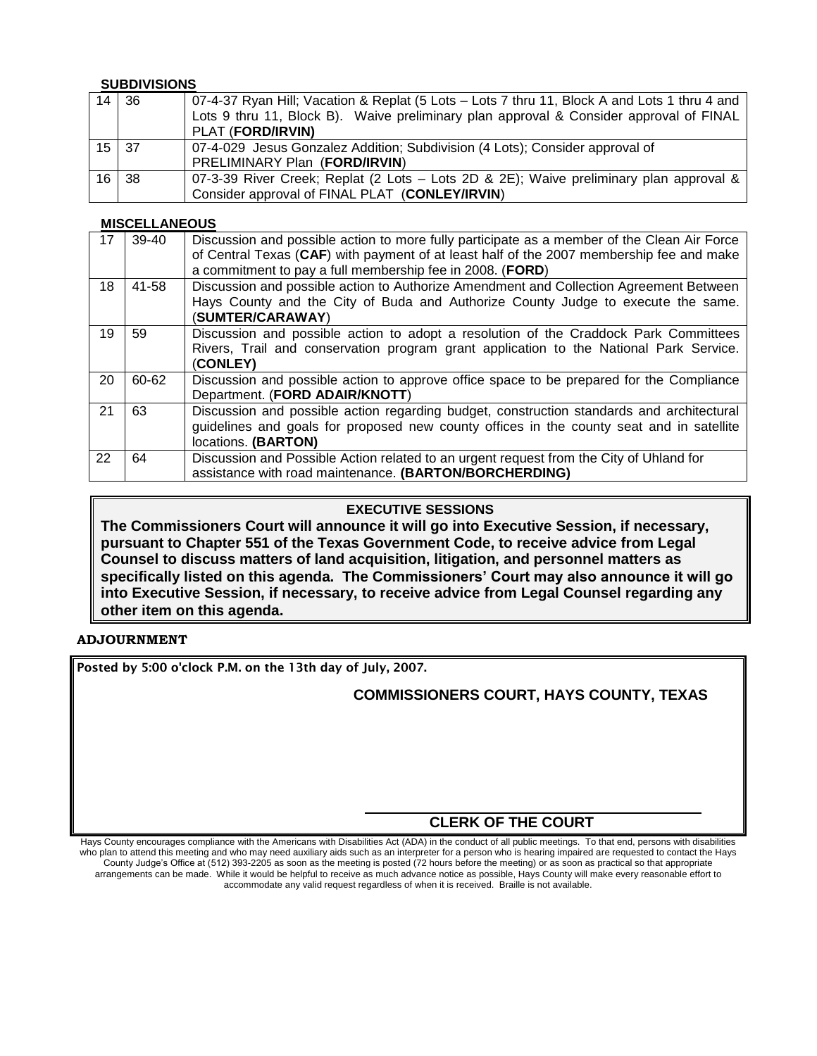**SUBDIVISIONS**

| | | |
|---|---|---|
| 14 | 36 | 07-4-37 Ryan Hill; Vacation & Replat (5 Lots – Lots 7 thru 11, Block A and Lots 1 thru 4 and Lots 9 thru 11, Block B). Waive preliminary plan approval & Consider approval of FINAL PLAT (**FORD/IRVIN)** |
| 15 | 37 | 07-4-029 Jesus Gonzalez Addition; Subdivision (4 Lots); Consider approval of PRELIMINARY Plan (**FORD/IRVIN**) |
| 16 | 38 | 07-3-39 River Creek; Replat (2 Lots – Lots 2D & 2E); Waive preliminary plan approval & Consider approval of FINAL PLAT (**CONLEY/IRVIN**) |

**MISCELLANEOUS**

| | | |
|---|---|---|
| 17 | 39-40 | Discussion and possible action to more fully participate as a member of the Clean Air Force of Central Texas (**CAF**) with payment of at least half of the 2007 membership fee and make a commitment to pay a full membership fee in 2008. (**FORD**) |
| 18 | 41-58 | Discussion and possible action to Authorize Amendment and Collection Agreement Between Hays County and the City of Buda and Authorize County Judge to execute the same. (**SUMTER/CARAWAY**) |
| 19 | 59 | Discussion and possible action to adopt a resolution of the Craddock Park Committees Rivers, Trail and conservation program grant application to the National Park Service. (**CONLEY)** |
| 20 | 60-62 | Discussion and possible action to approve office space to be prepared for the Compliance Department. (**FORD ADAIR/KNOTT**) |
| 21 | 63 | Discussion and possible action regarding budget, construction standards and architectural guidelines and goals for proposed new county offices in the county seat and in satellite locations. **(BARTON)** |
| 22 | 64 | Discussion and Possible Action related to an urgent request from the City of Uhland for assistance with road maintenance. **(BARTON/BORCHERDING)** |

**EXECUTIVE SESSIONS**

**The Commissioners Court will announce it will go into Executive Session, if necessary, pursuant to Chapter 551 of the Texas Government Code, to receive advice from Legal Counsel to discuss matters of land acquisition, litigation, and personnel matters as specifically listed on this agenda. The Commissioners' Court may also announce it will go into Executive Session, if necessary, to receive advice from Legal Counsel regarding any other item on this agenda.**

**ADJOURNMENT**

**Posted by 5:00 o'clock P.M. on the 13th day of July, 2007.**

**COMMISSIONERS COURT, HAYS COUNTY, TEXAS**

**CLERK OF THE COURT**

Hays County encourages compliance with the Americans with Disabilities Act (ADA) in the conduct of all public meetings. To that end, persons with disabilities who plan to attend this meeting and who may need auxiliary aids such as an interpreter for a person who is hearing impaired are requested to contact the Hays County Judge's Office at (512) 393-2205 as soon as the meeting is posted (72 hours before the meeting) or as soon as practical so that appropriate arrangements can be made. While it would be helpful to receive as much advance notice as possible, Hays County will make every reasonable effort to accommodate any valid request regardless of when it is received. Braille is not available.